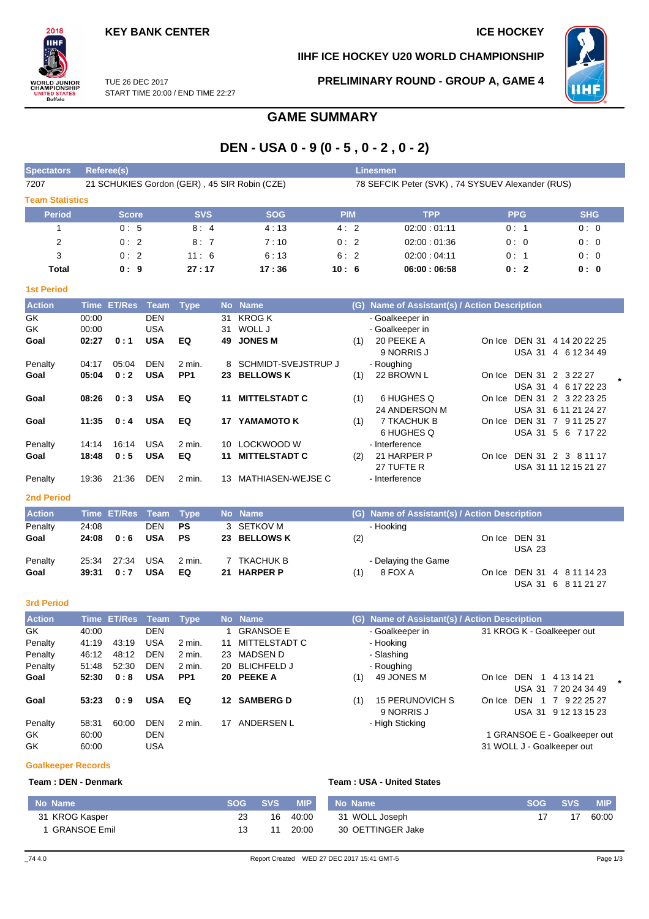KEY BANK CENTER

ICE HOCKEY

IIHF ICE HOCKEY U20 WORLD CHAMPIONSHIP

TUE 26 DEC 2017
START TIME 20:00 / END TIME 22:27

PRELIMINARY ROUND - GROUP A, GAME 4

# GAME SUMMARY

## DEN - USA 0 - 9 (0 - 5 , 0 - 2 , 0 - 2)

| Spectators | Referee(s) | Linesmen |
|---|---|---|
| 7207 | 21 SCHUKIES Gordon (GER) , 45 SIR Robin (CZE) | 78 SEFCIK Peter (SVK) , 74 SYSUEV Alexander (RUS) |

### Team Statistics

| Period | Score | SVS | SOG | PIM | TPP | PPG | SHG |
|---|---|---|---|---|---|---|---|
| 1 | 0 : 5 | 8 : 4 | 4 : 13 | 4 : 2 | 02:00 : 01:11 | 0 : 1 | 0 : 0 |
| 2 | 0 : 2 | 8 : 7 | 7 : 10 | 0 : 2 | 02:00 : 01:36 | 0 : 0 | 0 : 0 |
| 3 | 0 : 2 | 11 : 6 | 6 : 13 | 6 : 2 | 02:00 : 04:11 | 0 : 1 | 0 : 0 |
| **Total** | **0 : 9** | **27 : 17** | **17 : 36** | **10 : 6** | **06:00 : 06:58** | **0 : 2** | **0 : 0** |

### 1st Period

| Action | Time | ET/Res | Team | Type | No | Name | (G) | Name of Assistant(s) / Action Description | |
|---|---|---|---|---|---|---|---|---|---|
| GK | 00:00 | | DEN | | 31 | KROG K | | - Goalkeeper in | |
| GK | 00:00 | | USA | | 31 | WOLL J | | - Goalkeeper in | |
| **Goal** | **02:27** | **0 : 1** | **USA** | **EQ** | **49** | **JONES M** | (1) | 20 PEEKE A<br>9 NORRIS J | On Ice DEN 31 4 14 20 22 25<br>USA 31 4 6 12 34 49 |
| Penalty | 04:17 | 05:04 | DEN | 2 min. | 8 | SCHMIDT-SVEJSTRUP J | | - Roughing | |
| **Goal** | **05:04** | **0 : 2** | **USA** | **PP1** | **23** | **BELLOWS K** | (1) | 22 BROWN L | On Ice DEN 31 2 3 22 27<br>USA 31 4 6 17 22 23 * |
| **Goal** | **08:26** | **0 : 3** | **USA** | **EQ** | **11** | **MITTELSTADT C** | (1) | 6 HUGHES Q<br>24 ANDERSON M | On Ice DEN 31 2 3 22 23 25<br>USA 31 6 11 21 24 27 |
| **Goal** | **11:35** | **0 : 4** | **USA** | **EQ** | **17** | **YAMAMOTO K** | (1) | 7 TKACHUK B<br>6 HUGHES Q | On Ice DEN 31 7 9 11 25 27<br>USA 31 5 6 7 17 22 |
| Penalty | 14:14 | 16:14 | USA | 2 min. | 10 | LOCKWOOD W | | - Interference | |
| **Goal** | **18:48** | **0 : 5** | **USA** | **EQ** | **11** | **MITTELSTADT C** | (2) | 21 HARPER P<br>27 TUFTE R | On Ice DEN 31 2 3 8 11 17<br>USA 31 11 12 15 21 27 |
| Penalty | 19:36 | 21:36 | DEN | 2 min. | 13 | MATHIASEN-WEJSE C | | - Interference | |

### 2nd Period

| Action | Time | ET/Res | Team | Type | No | Name | (G) | Name of Assistant(s) / Action Description | |
|---|---|---|---|---|---|---|---|---|---|
| Penalty | 24:08 | | DEN | PS | 3 | SETKOV M | | - Hooking | |
| **Goal** | **24:08** | **0 : 6** | **USA** | **PS** | **23** | **BELLOWS K** | (2) | | On Ice DEN 31<br>USA 23 |
| Penalty | 25:34 | 27:34 | USA | 2 min. | 7 | TKACHUK B | | - Delaying the Game | |
| **Goal** | **39:31** | **0 : 7** | **USA** | **EQ** | **21** | **HARPER P** | (1) | 8 FOX A | On Ice DEN 31 4 8 11 14 23<br>USA 31 6 8 11 21 27 |

### 3rd Period

| Action | Time | ET/Res | Team | Type | No | Name | (G) | Name of Assistant(s) / Action Description | |
|---|---|---|---|---|---|---|---|---|---|
| GK | 40:00 | | DEN | | 1 | GRANSOE E | | - Goalkeeper in | 31 KROG K - Goalkeeper out |
| Penalty | 41:19 | 43:19 | USA | 2 min. | 11 | MITTELSTADT C | | - Hooking | |
| Penalty | 46:12 | 48:12 | DEN | 2 min. | 23 | MADSEN D | | - Slashing | |
| Penalty | 51:48 | 52:30 | DEN | 2 min. | 20 | BLICHFELD J | | - Roughing | |
| **Goal** | **52:30** | **0 : 8** | **USA** | **PP1** | **20** | **PEEKE A** | (1) | 49 JONES M | On Ice DEN 1 4 13 14 21<br>USA 31 7 20 24 34 49 * |
| **Goal** | **53:23** | **0 : 9** | **USA** | **EQ** | **12** | **SAMBERG D** | (1) | 15 PERUNOVICH S<br>9 NORRIS J | On Ice DEN 1 7 9 22 25 27<br>USA 31 9 12 13 15 23 |
| Penalty | 58:31 | 60:00 | DEN | 2 min. | 17 | ANDERSEN L | | - High Sticking | |
| GK | 60:00 | | DEN | | | | | | 1 GRANSOE E - Goalkeeper out |
| GK | 60:00 | | USA | | | | | | 31 WOLL J - Goalkeeper out |

### Goalkeeper Records

**Team : DEN - Denmark**

| No | Name | SOG | SVS | MIP |
|---|---|---|---|---|
| 31 | KROG Kasper | 23 | 16 | 40:00 |
| 1 | GRANSOE Emil | 13 | 11 | 20:00 |

**Team : USA - United States**

| No | Name | SOG | SVS | MIP |
|---|---|---|---|---|
| 31 | WOLL Joseph | 17 | 17 | 60:00 |
| 30 | OETTINGER Jake | | | |

_74 4.0 Report Created WED 27 DEC 2017 15:41 GMT-5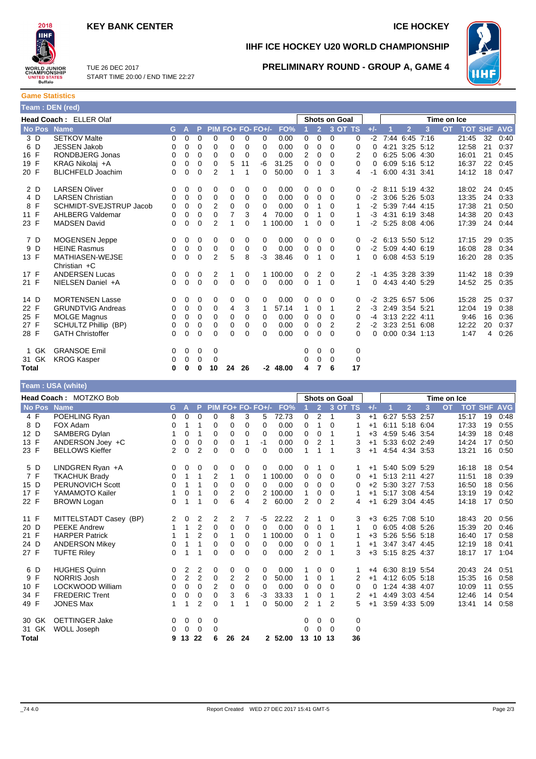**KEY BANK CENTER**

**ICE HOCKEY**

**IIHF ICE HOCKEY U20 WORLD CHAMPIONSHIP**

TUE 26 DEC 2017
START TIME 20:00 / END TIME 22:27

**PRELIMINARY ROUND - GROUP A, GAME 4**

## Game Statistics

### Team : DEN (red)

**Head Coach :** ELLER Olaf

| No | Pos | Name | G | A | P | PIM | FO+ | FO- | FO+/- | FO% | 1 | 2 | 3 | OT | TS | +/- | 1 | 2 | 3 | OT | TOT | SHF | AVG |
|---|---|---|---|---|---|---|---|---|---|---|---|---|---|---|---|---|---|---|---|---|---|---|---|
| 3 | D | SETKOV Malte | 0 | 0 | 0 | 0 | 0 | 0 | 0 | 0.00 | 0 | 0 | 0 | | 0 | -2 | 7:44 | 6:45 | 7:16 | | 21:45 | 32 | 0:40 |
| 6 | D | JESSEN Jakob | 0 | 0 | 0 | 0 | 0 | 0 | 0 | 0.00 | 0 | 0 | 0 | | 0 | 0 | 4:21 | 3:25 | 5:12 | | 12:58 | 21 | 0:37 |
| 16 | F | RONDBJERG Jonas | 0 | 0 | 0 | 0 | 0 | 0 | 0 | 0.00 | 2 | 0 | 0 | | 2 | 0 | 6:25 | 5:06 | 4:30 | | 16:01 | 21 | 0:45 |
| 19 | F | KRAG Nikolaj +A | 0 | 0 | 0 | 0 | 5 | 11 | -6 | 31.25 | 0 | 0 | 0 | | 0 | 0 | 6:09 | 5:16 | 5:12 | | 16:37 | 22 | 0:45 |
| 20 | F | BLICHFELD Joachim | 0 | 0 | 0 | 2 | 1 | 1 | 0 | 50.00 | 0 | 1 | 3 | | 4 | -1 | 6:00 | 4:31 | 3:41 | | 14:12 | 18 | 0:47 |
| 2 | D | LARSEN Oliver | 0 | 0 | 0 | 0 | 0 | 0 | 0 | 0.00 | 0 | 0 | 0 | | 0 | -2 | 8:11 | 5:19 | 4:32 | | 18:02 | 24 | 0:45 |
| 4 | D | LARSEN Christian | 0 | 0 | 0 | 0 | 0 | 0 | 0 | 0.00 | 0 | 0 | 0 | | 0 | -2 | 3:06 | 5:26 | 5:03 | | 13:35 | 24 | 0:33 |
| 8 | F | SCHMIDT-SVEJSTRUP Jacob | 0 | 0 | 0 | 2 | 0 | 0 | 0 | 0.00 | 0 | 1 | 0 | | 1 | -2 | 5:39 | 7:44 | 4:15 | | 17:38 | 21 | 0:50 |
| 11 | F | AHLBERG Valdemar | 0 | 0 | 0 | 0 | 7 | 3 | 4 | 70.00 | 0 | 1 | 0 | | 1 | -3 | 4:31 | 6:19 | 3:48 | | 14:38 | 20 | 0:43 |
| 23 | F | MADSEN David | 0 | 0 | 0 | 2 | 1 | 0 | 1 | 100.00 | 1 | 0 | 0 | | 1 | -2 | 5:25 | 8:08 | 4:06 | | 17:39 | 24 | 0:44 |
| 7 | D | MOGENSEN Jeppe | 0 | 0 | 0 | 0 | 0 | 0 | 0 | 0.00 | 0 | 0 | 0 | | 0 | -2 | 6:13 | 5:50 | 5:12 | | 17:15 | 29 | 0:35 |
| 9 | D | HEINE Rasmus | 0 | 0 | 0 | 0 | 0 | 0 | 0 | 0.00 | 0 | 0 | 0 | | 0 | -2 | 5:09 | 4:40 | 6:19 | | 16:08 | 28 | 0:34 |
| 13 | F | MATHIASEN-WEJSE Christian +C | 0 | 0 | 0 | 2 | 5 | 8 | -3 | 38.46 | 0 | 1 | 0 | | 1 | 0 | 6:08 | 4:53 | 5:19 | | 16:20 | 28 | 0:35 |
| 17 | F | ANDERSEN Lucas | 0 | 0 | 0 | 2 | 1 | 0 | 1 | 100.00 | 0 | 2 | 0 | | 2 | -1 | 4:35 | 3:28 | 3:39 | | 11:42 | 18 | 0:39 |
| 21 | F | NIELSEN Daniel +A | 0 | 0 | 0 | 0 | 0 | 0 | 0 | 0.00 | 0 | 1 | 0 | | 1 | 0 | 4:43 | 4:40 | 5:29 | | 14:52 | 25 | 0:35 |
| 14 | D | MORTENSEN Lasse | 0 | 0 | 0 | 0 | 0 | 0 | 0 | 0.00 | 0 | 0 | 0 | | 0 | -2 | 3:25 | 6:57 | 5:06 | | 15:28 | 25 | 0:37 |
| 22 | F | GRUNDTVIG Andreas | 0 | 0 | 0 | 0 | 4 | 3 | 1 | 57.14 | 1 | 0 | 1 | | 2 | -3 | 2:49 | 3:54 | 5:21 | | 12:04 | 19 | 0:38 |
| 25 | F | MOLGE Magnus | 0 | 0 | 0 | 0 | 0 | 0 | 0 | 0.00 | 0 | 0 | 0 | | 0 | -4 | 3:13 | 2:22 | 4:11 | | 9:46 | 16 | 0:36 |
| 27 | F | SCHULTZ Phillip (BP) | 0 | 0 | 0 | 0 | 0 | 0 | 0 | 0.00 | 0 | 0 | 2 | | 2 | -2 | 3:23 | 2:51 | 6:08 | | 12:22 | 20 | 0:37 |
| 28 | F | GATH Christoffer | 0 | 0 | 0 | 0 | 0 | 0 | 0 | 0.00 | 0 | 0 | 0 | | 0 | 0 | 0:00 | 0:34 | 1:13 | | 1:47 | 4 | 0:26 |
| 1 | GK | GRANSOE Emil | 0 | 0 | 0 | 0 | | | | | 0 | 0 | 0 | | 0 | | | | | | | | |
| 31 | GK | KROG Kasper | 0 | 0 | 0 | 0 | | | | | 0 | 0 | 0 | | 0 | | | | | | | | |
| **Total** | | | **0** | **0** | **0** | **10** | **24** | **26** | **-2** | **48.00** | **4** | **7** | **6** | | **17** | | | | | | | | |

### Team : USA (white)

**Head Coach :** MOTZKO Bob

| No | Pos | Name | G | A | P | PIM | FO+ | FO- | FO+/- | FO% | 1 | 2 | 3 | OT | TS | +/- | 1 | 2 | 3 | OT | TOT | SHF | AVG |
|---|---|---|---|---|---|---|---|---|---|---|---|---|---|---|---|---|---|---|---|---|---|---|---|
| 4 | F | POEHLING Ryan | 0 | 0 | 0 | 0 | 8 | 3 | 5 | 72.73 | 0 | 2 | 1 | | 3 | +1 | 6:27 | 5:53 | 2:57 | | 15:17 | 19 | 0:48 |
| 8 | D | FOX Adam | 0 | 1 | 1 | 0 | 0 | 0 | 0 | 0.00 | 0 | 1 | 0 | | 1 | +1 | 6:11 | 5:18 | 6:04 | | 17:33 | 19 | 0:55 |
| 12 | D | SAMBERG Dylan | 1 | 0 | 1 | 0 | 0 | 0 | 0 | 0.00 | 0 | 0 | 1 | | 1 | +3 | 4:59 | 5:46 | 3:54 | | 14:39 | 18 | 0:48 |
| 13 | F | ANDERSON Joey +C | 0 | 0 | 0 | 0 | 0 | 1 | -1 | 0.00 | 0 | 2 | 1 | | 3 | +1 | 5:33 | 6:02 | 2:49 | | 14:24 | 17 | 0:50 |
| 23 | F | BELLOWS Kieffer | 2 | 0 | 2 | 0 | 0 | 0 | 0 | 0.00 | 1 | 1 | 1 | | 3 | +1 | 4:54 | 4:34 | 3:53 | | 13:21 | 16 | 0:50 |
| 5 | D | LINDGREN Ryan +A | 0 | 0 | 0 | 0 | 0 | 0 | 0 | 0.00 | 0 | 1 | 0 | | 1 | +1 | 5:40 | 5:09 | 5:29 | | 16:18 | 18 | 0:54 |
| 7 | F | TKACHUK Brady | 0 | 1 | 1 | 2 | 1 | 0 | 1 | 100.00 | 0 | 0 | 0 | | 0 | +1 | 5:13 | 2:11 | 4:27 | | 11:51 | 18 | 0:39 |
| 15 | D | PERUNOVICH Scott | 0 | 1 | 1 | 0 | 0 | 0 | 0 | 0.00 | 0 | 0 | 0 | | 0 | +2 | 5:30 | 3:27 | 7:53 | | 16:50 | 18 | 0:56 |
| 17 | F | YAMAMOTO Kailer | 1 | 0 | 1 | 0 | 2 | 0 | 2 | 100.00 | 1 | 0 | 0 | | 1 | +1 | 5:17 | 3:08 | 4:54 | | 13:19 | 19 | 0:42 |
| 22 | F | BROWN Logan | 0 | 1 | 1 | 0 | 6 | 4 | 2 | 60.00 | 2 | 0 | 2 | | 4 | +1 | 6:29 | 3:04 | 4:45 | | 14:18 | 17 | 0:50 |
| 11 | F | MITTELSTADT Casey (BP) | 2 | 0 | 2 | 2 | 2 | 7 | -5 | 22.22 | 2 | 1 | 0 | | 3 | +3 | 6:25 | 7:08 | 5:10 | | 18:43 | 20 | 0:56 |
| 20 | D | PEEKE Andrew | 1 | 1 | 2 | 0 | 0 | 0 | 0 | 0.00 | 0 | 0 | 1 | | 1 | 0 | 6:05 | 4:08 | 5:26 | | 15:39 | 20 | 0:46 |
| 21 | F | HARPER Patrick | 1 | 1 | 2 | 0 | 1 | 0 | 1 | 100.00 | 0 | 1 | 0 | | 1 | +3 | 5:26 | 5:56 | 5:18 | | 16:40 | 17 | 0:58 |
| 24 | D | ANDERSON Mikey | 0 | 1 | 1 | 0 | 0 | 0 | 0 | 0.00 | 0 | 0 | 1 | | 1 | +1 | 3:47 | 3:47 | 4:45 | | 12:19 | 18 | 0:41 |
| 27 | F | TUFTE Riley | 0 | 1 | 1 | 0 | 0 | 0 | 0 | 0.00 | 2 | 0 | 1 | | 3 | +3 | 5:15 | 8:25 | 4:37 | | 18:17 | 17 | 1:04 |
| 6 | D | HUGHES Quinn | 0 | 2 | 2 | 0 | 0 | 0 | 0 | 0.00 | 1 | 0 | 0 | | 1 | +4 | 6:30 | 8:19 | 5:54 | | 20:43 | 24 | 0:51 |
| 9 | F | NORRIS Josh | 0 | 2 | 2 | 0 | 2 | 2 | 0 | 50.00 | 1 | 0 | 1 | | 2 | +1 | 4:12 | 6:05 | 5:18 | | 15:35 | 16 | 0:58 |
| 10 | F | LOCKWOOD William | 0 | 0 | 0 | 2 | 0 | 0 | 0 | 0.00 | 0 | 0 | 0 | | 0 | 0 | 1:24 | 4:38 | 4:07 | | 10:09 | 11 | 0:55 |
| 34 | F | FREDERIC Trent | 0 | 0 | 0 | 0 | 3 | 6 | -3 | 33.33 | 1 | 0 | 1 | | 2 | +1 | 4:49 | 3:03 | 4:54 | | 12:46 | 14 | 0:54 |
| 49 | F | JONES Max | 1 | 1 | 2 | 0 | 1 | 1 | 0 | 50.00 | 2 | 1 | 2 | | 5 | +1 | 3:59 | 4:33 | 5:09 | | 13:41 | 14 | 0:58 |
| 30 | GK | OETTINGER Jake | 0 | 0 | 0 | 0 | | | | | 0 | 0 | 0 | | 0 | | | | | | | | |
| 31 | GK | WOLL Joseph | 0 | 0 | 0 | 0 | | | | | 0 | 0 | 0 | | 0 | | | | | | | | |
| **Total** | | | **9** | **13** | **22** | **6** | **26** | **24** | **2** | **52.00** | **13** | **10** | **13** | | **36** | | | | | | | | |

Report Created WED 27 DEC 2017 15:41 GMT-5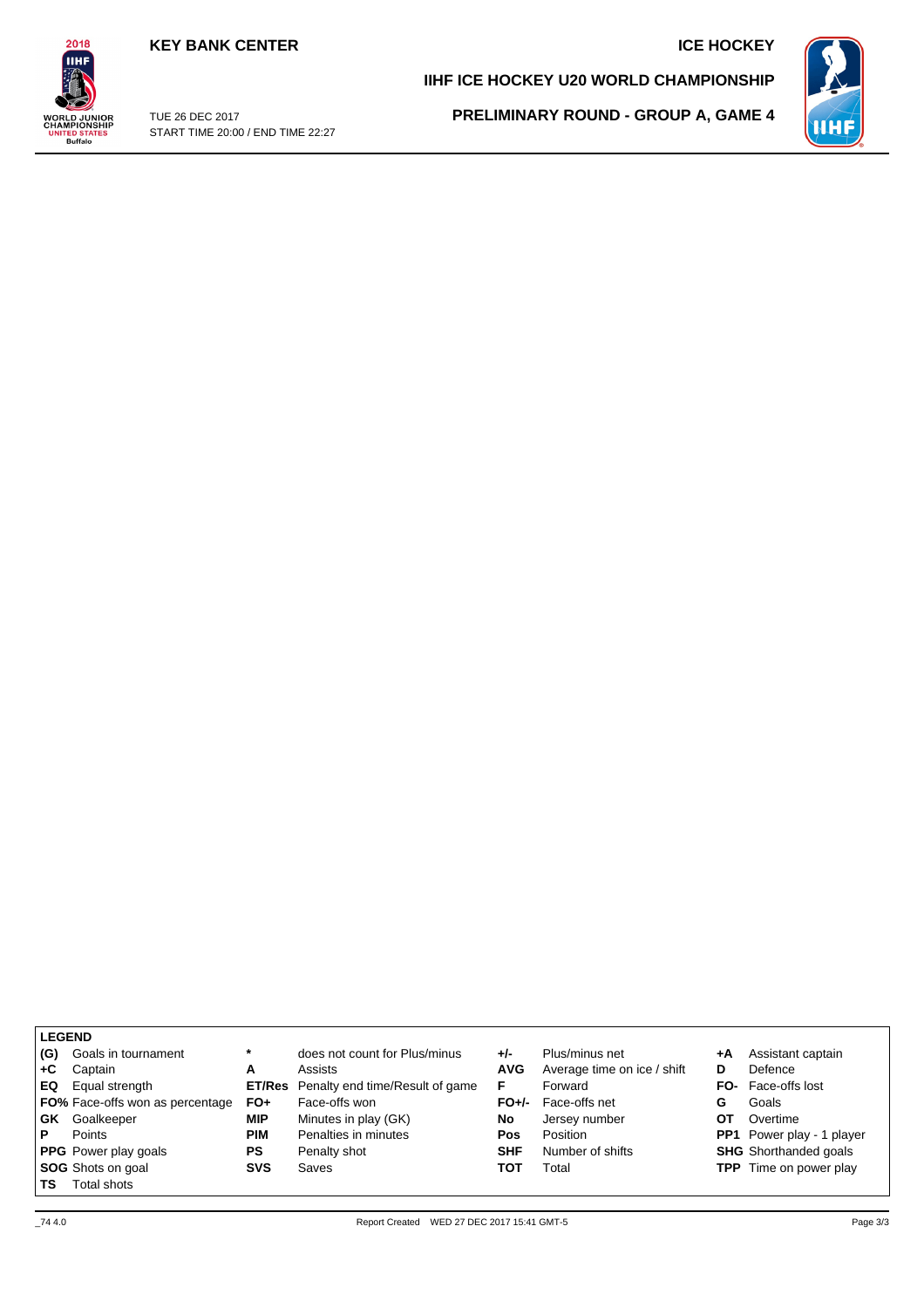KEY BANK CENTER

ICE HOCKEY

IIHF ICE HOCKEY U20 WORLD CHAMPIONSHIP

TUE 26 DEC 2017
START TIME 20:00 / END TIME 22:27

PRELIMINARY ROUND - GROUP A, GAME 4

**LEGEND**

| | | | | | | | |
|---|---|---|---|---|---|---|---|
| **(G)** | Goals in tournament | ***** | does not count for Plus/minus | **+/-** | Plus/minus net | **+A** | Assistant captain |
| **+C** | Captain | **A** | Assists | **AVG** | Average time on ice / shift | **D** | Defence |
| **EQ** | Equal strength | **ET/Res** | Penalty end time/Result of game | **F** | Forward | **FO-** | Face-offs lost |
| **FO%** | Face-offs won as percentage | **FO+** | Face-offs won | **FO+/-** | Face-offs net | **G** | Goals |
| **GK** | Goalkeeper | **MIP** | Minutes in play (GK) | **No** | Jersey number | **OT** | Overtime |
| **P** | Points | **PIM** | Penalties in minutes | **Pos** | Position | **PP1** | Power play - 1 player |
| **PPG** | Power play goals | **PS** | Penalty shot | **SHF** | Number of shifts | **SHG** | Shorthanded goals |
| **SOG** | Shots on goal | **SVS** | Saves | **TOT** | Total | **TPP** | Time on power play |
| **TS** | Total shots | | | | | | |

_74 4.0 Report Created WED 27 DEC 2017 15:41 GMT-5